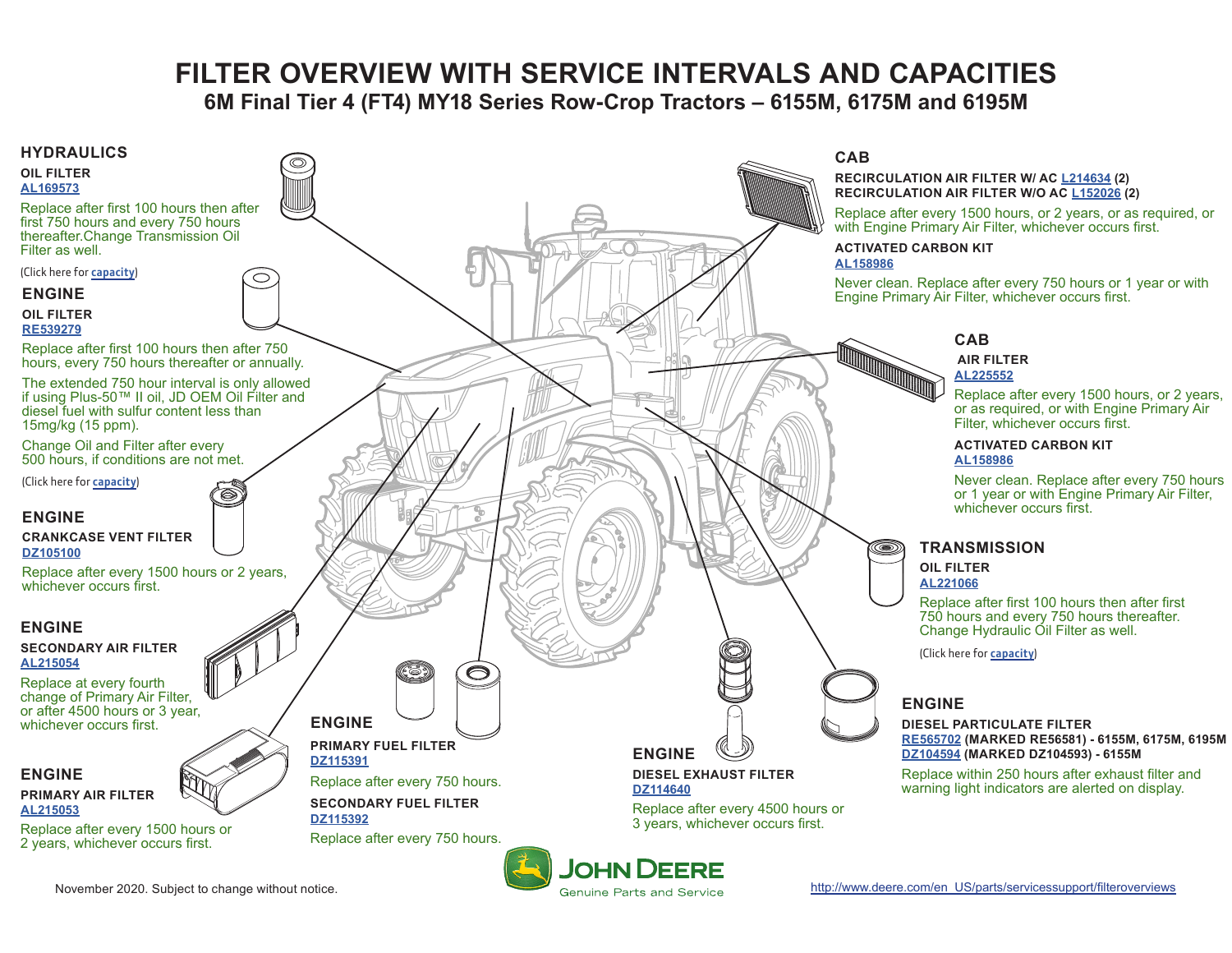# FILTER OVERVIEW WITH SERVICE INTERVALS AND CAPACITIES

## 6M Final Tier 4 (FT4) MY18 Series Row-Crop Tractors – 6155M, 6175M and 6195M

### HYDRAULICS

**OIL FILTER**
**AL169573**

Replace after first 100 hours then after first 750 hours and every 750 hours thereafter.Change Transmission Oil Filter as well.

(Click here for **capacity**)

### ENGINE

**OIL FILTER**
**RE539279**

Replace after first 100 hours then after 750 hours, every 750 hours thereafter or annually.

The extended 750 hour interval is only allowed if using Plus-50™ II oil, JD OEM Oil Filter and diesel fuel with sulfur content less than 15mg/kg (15 ppm).

Change Oil and Filter after every 500 hours, if conditions are not met.

(Click here for **capacity**)

### ENGINE

**CRANKCASE VENT FILTER**
**DZ105100**

Replace after every 1500 hours or 2 years, whichever occurs first.

### ENGINE

**SECONDARY AIR FILTER**
**AL215054**

Replace at every fourth change of Primary Air Filter, or after 4500 hours or 3 year, whichever occurs first.

### ENGINE

**PRIMARY AIR FILTER**
**AL215053**

Replace after every 1500 hours or 2 years, whichever occurs first.

### ENGINE

**PRIMARY FUEL FILTER**
**DZ115391**

Replace after every 750 hours.

**SECONDARY FUEL FILTER**
**DZ115392**

Replace after every 750 hours.

### ENGINE

**DIESEL EXHAUST FILTER**
**DZ114640**

Replace after every 4500 hours or 3 years, whichever occurs first.

### CAB

**RECIRCULATION AIR FILTER W/ AC L214634 (2)**
**RECIRCULATION AIR FILTER W/O AC L152026 (2)**

Replace after every 1500 hours, or 2 years, or as required, or with Engine Primary Air Filter, whichever occurs first.

**ACTIVATED CARBON KIT**
**AL158986**

Never clean. Replace after every 750 hours or 1 year or with Engine Primary Air Filter, whichever occurs first.

### CAB

**AIR FILTER**
**AL225552**

Replace after every 1500 hours, or 2 years, or as required, or with Engine Primary Air Filter, whichever occurs first.

**ACTIVATED CARBON KIT**
**AL158986**

Never clean. Replace after every 750 hours or 1 year or with Engine Primary Air Filter, whichever occurs first.

### TRANSMISSION

**OIL FILTER**
**AL221066**

Replace after first 100 hours then after first 750 hours and every 750 hours thereafter. Change Hydraulic Oil Filter as well.

(Click here for **capacity**)

### ENGINE

**DIESEL PARTICULATE FILTER**
**RE565702 (MARKED RE56581) - 6155M, 6175M, 6195M**
**DZ104594 (MARKED DZ104593) - 6155M**

Replace within 250 hours after exhaust filter and warning light indicators are alerted on display.

JOHN DEERE
Genuine Parts and Service

November 2020. Subject to change without notice.

http://www.deere.com/en_US/parts/servicessupport/filteroverviews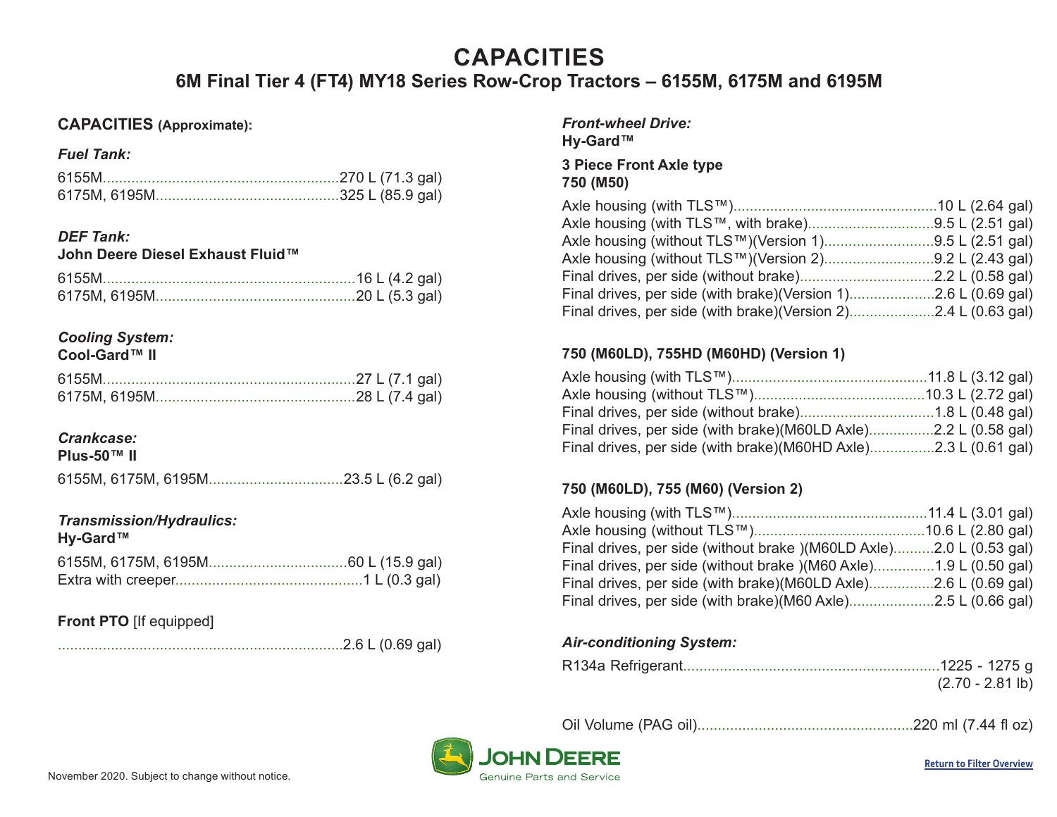# CAPACITIES

## 6M Final Tier 4 (FT4) MY18 Series Row-Crop Tractors – 6155M, 6175M and 6195M

### CAPACITIES (Approximate):

*Fuel Tank:*

6155M..........270 L (71.3 gal)
6175M, 6195M..........325 L (85.9 gal)

***DEF Tank:***
**John Deere Diesel Exhaust Fluid™**

6155M..........16 L (4.2 gal)
6175M, 6195M..........20 L (5.3 gal)

***Cooling System:***
**Cool-Gard™ II**

6155M..........27 L (7.1 gal)
6175M, 6195M..........28 L (7.4 gal)

***Crankcase:***
**Plus-50™ II**

6155M, 6175M, 6195M..........23.5 L (6.2 gal)

***Transmission/Hydraulics:***
**Hy-Gard™**

6155M, 6175M, 6195M..........60 L (15.9 gal)
Extra with creeper..........1 L (0.3 gal)

**Front PTO** [If equipped]

..........2.6 L (0.69 gal)

***Front-wheel Drive:***
**Hy-Gard™**

**3 Piece Front Axle type**
**750 (M50)**

Axle housing (with TLS™)..........10 L (2.64 gal)
Axle housing (with TLS™, with brake)..........9.5 L (2.51 gal)
Axle housing (without TLS™)(Version 1)..........9.5 L (2.51 gal)
Axle housing (without TLS™)(Version 2)..........9.2 L (2.43 gal)
Final drives, per side (without brake)..........2.2 L (0.58 gal)
Final drives, per side (with brake)(Version 1)..........2.6 L (0.69 gal)
Final drives, per side (with brake)(Version 2)..........2.4 L (0.63 gal)

**750 (M60LD), 755HD (M60HD) (Version 1)**

Axle housing (with TLS™)..........11.8 L (3.12 gal)
Axle housing (without TLS™)..........10.3 L (2.72 gal)
Final drives, per side (without brake)..........1.8 L (0.48 gal)
Final drives, per side (with brake)(M60LD Axle)..........2.2 L (0.58 gal)
Final drives, per side (with brake)(M60HD Axle)..........2.3 L (0.61 gal)

**750 (M60LD), 755 (M60) (Version 2)**

Axle housing (with TLS™)..........11.4 L (3.01 gal)
Axle housing (without TLS™)..........10.6 L (2.80 gal)
Final drives, per side (without brake )(M60LD Axle)..........2.0 L (0.53 gal)
Final drives, per side (without brake )(M60 Axle)..........1.9 L (0.50 gal)
Final drives, per side (with brake)(M60LD Axle)..........2.6 L (0.69 gal)
Final drives, per side (with brake)(M60 Axle)..........2.5 L (0.66 gal)

***Air-conditioning System:***

R134a Refrigerant..........1225 - 1275 g (2.70 - 2.81 lb)

Oil Volume (PAG oil)..........220 ml (7.44 fl oz)

November 2020. Subject to change without notice.

JOHN DEERE
Genuine Parts and Service

Return to Filter Overview